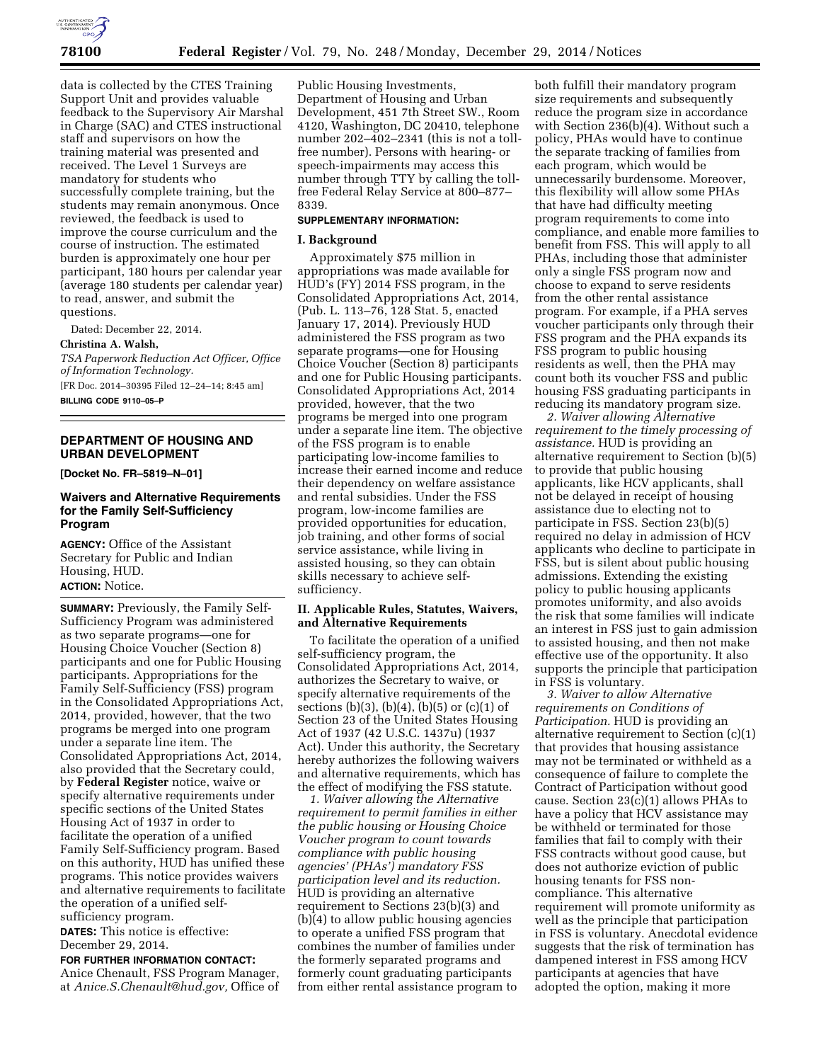data is collected by the CTES Training Support Unit and provides valuable feedback to the Supervisory Air Marshal in Charge (SAC) and CTES instructional staff and supervisors on how the training material was presented and received. The Level 1 Surveys are mandatory for students who successfully complete training, but the students may remain anonymous. Once reviewed, the feedback is used to improve the course curriculum and the course of instruction. The estimated burden is approximately one hour per participant, 180 hours per calendar year (average 180 students per calendar year) to read, answer, and submit the questions.

Dated: December 22, 2014.

**Christina A. Walsh,**

*TSA Paperwork Reduction Act Officer, Office of Information Technology.*

[FR Doc. 2014–30395 Filed 12–24–14; 8:45 am]

**BILLING CODE 9110–05–P**

## DEPARTMENT OF HOUSING AND URBAN DEVELOPMENT

**[Docket No. FR–5819–N–01]**

### Waivers and Alternative Requirements for the Family Self-Sufficiency Program

**AGENCY:** Office of the Assistant Secretary for Public and Indian Housing, HUD.

**ACTION:** Notice.

**SUMMARY:** Previously, the Family Self-Sufficiency Program was administered as two separate programs—one for Housing Choice Voucher (Section 8) participants and one for Public Housing participants. Appropriations for the Family Self-Sufficiency (FSS) program in the Consolidated Appropriations Act, 2014, provided, however, that the two programs be merged into one program under a separate line item. The Consolidated Appropriations Act, 2014, also provided that the Secretary could, by **Federal Register** notice, waive or specify alternative requirements under specific sections of the United States Housing Act of 1937 in order to facilitate the operation of a unified Family Self-Sufficiency program. Based on this authority, HUD has unified these programs. This notice provides waivers and alternative requirements to facilitate the operation of a unified self-sufficiency program.

**DATES:** This notice is effective: December 29, 2014.

**FOR FURTHER INFORMATION CONTACT:** Anice Chenault, FSS Program Manager, at *Anice.S.Chenault@hud.gov,* Office of Public Housing Investments, Department of Housing and Urban Development, 451 7th Street SW., Room 4120, Washington, DC 20410, telephone number 202–402–2341 (this is not a toll-free number). Persons with hearing- or speech-impairments may access this number through TTY by calling the toll-free Federal Relay Service at 800–877–8339.

**SUPPLEMENTARY INFORMATION:**

**I. Background**

Approximately $75 million in appropriations was made available for HUD's (FY) 2014 FSS program, in the Consolidated Appropriations Act, 2014, (Pub. L. 113–76, 128 Stat. 5, enacted January 17, 2014). Previously HUD administered the FSS program as two separate programs—one for Housing Choice Voucher (Section 8) participants and one for Public Housing participants. Consolidated Appropriations Act, 2014 provided, however, that the two programs be merged into one program under a separate line item. The objective of the FSS program is to enable participating low-income families to increase their earned income and reduce their dependency on welfare assistance and rental subsidies. Under the FSS program, low-income families are provided opportunities for education, job training, and other forms of social service assistance, while living in assisted housing, so they can obtain skills necessary to achieve self-sufficiency.

**II. Applicable Rules, Statutes, Waivers, and Alternative Requirements**

To facilitate the operation of a unified self-sufficiency program, the Consolidated Appropriations Act, 2014, authorizes the Secretary to waive, or specify alternative requirements of the sections (b)(3), (b)(4), (b)(5) or (c)(1) of Section 23 of the United States Housing Act of 1937 (42 U.S.C. 1437u) (1937 Act). Under this authority, the Secretary hereby authorizes the following waivers and alternative requirements, which has the effect of modifying the FSS statute.

*1. Waiver allowing the Alternative requirement to permit families in either the public housing or Housing Choice Voucher program to count towards compliance with public housing agencies' (PHAs') mandatory FSS participation level and its reduction.* HUD is providing an alternative requirement to Sections 23(b)(3) and (b)(4) to allow public housing agencies to operate a unified FSS program that combines the number of families under the formerly separated programs and formerly count graduating participants from either rental assistance program to both fulfill their mandatory program size requirements and subsequently reduce the program size in accordance with Section 236(b)(4). Without such a policy, PHAs would have to continue the separate tracking of families from each program, which would be unnecessarily burdensome. Moreover, this flexibility will allow some PHAs that have had difficulty meeting program requirements to come into compliance, and enable more families to benefit from FSS. This will apply to all PHAs, including those that administer only a single FSS program now and choose to expand to serve residents from the other rental assistance program. For example, if a PHA serves voucher participants only through their FSS program and the PHA expands its FSS program to public housing residents as well, then the PHA may count both its voucher FSS and public housing FSS graduating participants in reducing its mandatory program size.

*2. Waiver allowing Alternative requirement to the timely processing of assistance.* HUD is providing an alternative requirement to Section (b)(5) to provide that public housing applicants, like HCV applicants, shall not be delayed in receipt of housing assistance due to electing not to participate in FSS. Section 23(b)(5) required no delay in admission of HCV applicants who decline to participate in FSS, but is silent about public housing admissions. Extending the existing policy to public housing applicants promotes uniformity, and also avoids the risk that some families will indicate an interest in FSS just to gain admission to assisted housing, and then not make effective use of the opportunity. It also supports the principle that participation in FSS is voluntary.

*3. Waiver to allow Alternative requirements on Conditions of Participation.* HUD is providing an alternative requirement to Section (c)(1) that provides that housing assistance may not be terminated or withheld as a consequence of failure to complete the Contract of Participation without good cause. Section 23(c)(1) allows PHAs to have a policy that HCV assistance may be withheld or terminated for those families that fail to comply with their FSS contracts without good cause, but does not authorize eviction of public housing tenants for FSS non-compliance. This alternative requirement will promote uniformity as well as the principle that participation in FSS is voluntary. Anecdotal evidence suggests that the risk of termination has dampened interest in FSS among HCV participants at agencies that have adopted the option, making it more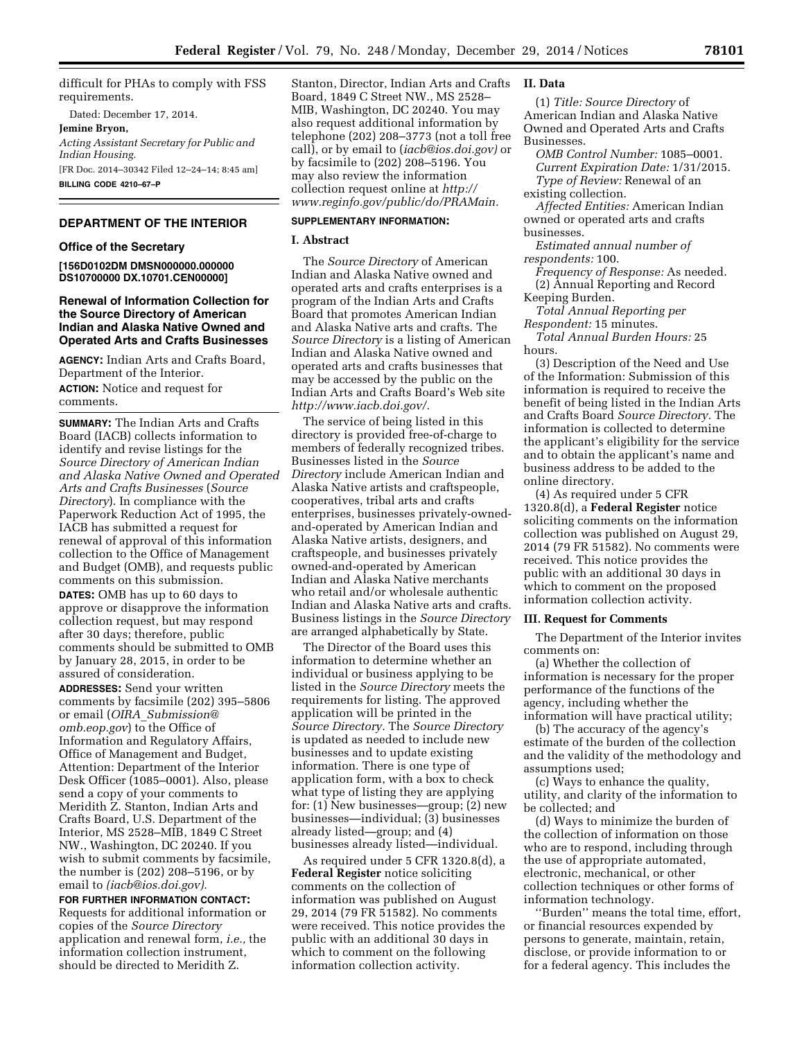difficult for PHAs to comply with FSS requirements.

Dated: December 17, 2014.

**Jemine Bryon,**

*Acting Assistant Secretary for Public and Indian Housing.*

[FR Doc. 2014–30342 Filed 12–24–14; 8:45 am]

**BILLING CODE 4210–67–P**

## DEPARTMENT OF THE INTERIOR

### Office of the Secretary

**[156D0102DM DMSN000000.000000 DS10700000 DX.10701.CEN00000]**

### Renewal of Information Collection for the Source Directory of American Indian and Alaska Native Owned and Operated Arts and Crafts Businesses

**AGENCY:** Indian Arts and Crafts Board, Department of the Interior.

**ACTION:** Notice and request for comments.

**SUMMARY:** The Indian Arts and Crafts Board (IACB) collects information to identify and revise listings for the *Source Directory of American Indian and Alaska Native Owned and Operated Arts and Crafts Businesses* (*Source Directory*). In compliance with the Paperwork Reduction Act of 1995, the IACB has submitted a request for renewal of approval of this information collection to the Office of Management and Budget (OMB), and requests public comments on this submission.

**DATES:** OMB has up to 60 days to approve or disapprove the information collection request, but may respond after 30 days; therefore, public comments should be submitted to OMB by January 28, 2015, in order to be assured of consideration.

**ADDRESSES:** Send your written comments by facsimile (202) 395–5806 or email (*OIRA_Submission@omb.eop.gov*) to the Office of Information and Regulatory Affairs, Office of Management and Budget, Attention: Department of the Interior Desk Officer (1085–0001). Also, please send a copy of your comments to Meridith Z. Stanton, Indian Arts and Crafts Board, U.S. Department of the Interior, MS 2528–MIB, 1849 C Street NW., Washington, DC 20240. If you wish to submit comments by facsimile, the number is (202) 208–5196, or by email to *(iacb@ios.doi.gov).*

**FOR FURTHER INFORMATION CONTACT:** Requests for additional information or copies of the *Source Directory* application and renewal form, *i.e.,* the information collection instrument, should be directed to Meridith Z. Stanton, Director, Indian Arts and Crafts Board, 1849 C Street NW., MS 2528–MIB, Washington, DC 20240. You may also request additional information by telephone (202) 208–3773 (not a toll free call), or by email to (*iacb@ios.doi.gov)* or by facsimile to (202) 208–5196. You may also review the information collection request online at *http://www.reginfo.gov/public/do/PRAMain.*

**SUPPLEMENTARY INFORMATION:**

#### I. Abstract

The *Source Directory* of American Indian and Alaska Native owned and operated arts and crafts enterprises is a program of the Indian Arts and Crafts Board that promotes American Indian and Alaska Native arts and crafts. The *Source Directory* is a listing of American Indian and Alaska Native owned and operated arts and crafts businesses that may be accessed by the public on the Indian Arts and Crafts Board's Web site *http://www.iacb.doi.gov/.*

The service of being listed in this directory is provided free-of-charge to members of federally recognized tribes. Businesses listed in the *Source Directory* include American Indian and Alaska Native artists and craftspeople, cooperatives, tribal arts and crafts enterprises, businesses privately-owned-and-operated by American Indian and Alaska Native artists, designers, and craftspeople, and businesses privately owned-and-operated by American Indian and Alaska Native merchants who retail and/or wholesale authentic Indian and Alaska Native arts and crafts. Business listings in the *Source Directory* are arranged alphabetically by State.

The Director of the Board uses this information to determine whether an individual or business applying to be listed in the *Source Directory* meets the requirements for listing. The approved application will be printed in the *Source Directory.* The *Source Directory* is updated as needed to include new businesses and to update existing information. There is one type of application form, with a box to check what type of listing they are applying for: (1) New businesses—group; (2) new businesses—individual; (3) businesses already listed—group; and (4) businesses already listed—individual.

As required under 5 CFR 1320.8(d), a **Federal Register** notice soliciting comments on the collection of information was published on August 29, 2014 (79 FR 51582). No comments were received. This notice provides the public with an additional 30 days in which to comment on the following information collection activity.

#### II. Data

(1) *Title: Source Directory* of American Indian and Alaska Native Owned and Operated Arts and Crafts Businesses.

*OMB Control Number:* 1085–0001.

*Current Expiration Date:* 1/31/2015.

*Type of Review:* Renewal of an existing collection.

*Affected Entities:* American Indian owned or operated arts and crafts businesses.

*Estimated annual number of respondents:* 100.

*Frequency of Response:* As needed.

(2) Annual Reporting and Record Keeping Burden.

*Total Annual Reporting per Respondent:* 15 minutes.

*Total Annual Burden Hours:* 25 hours.

(3) Description of the Need and Use of the Information: Submission of this information is required to receive the benefit of being listed in the Indian Arts and Crafts Board *Source Directory.* The information is collected to determine the applicant's eligibility for the service and to obtain the applicant's name and business address to be added to the online directory.

(4) As required under 5 CFR 1320.8(d), a **Federal Register** notice soliciting comments on the information collection was published on August 29, 2014 (79 FR 51582). No comments were received. This notice provides the public with an additional 30 days in which to comment on the proposed information collection activity.

#### III. Request for Comments

The Department of the Interior invites comments on:

(a) Whether the collection of information is necessary for the proper performance of the functions of the agency, including whether the information will have practical utility;

(b) The accuracy of the agency's estimate of the burden of the collection and the validity of the methodology and assumptions used;

(c) Ways to enhance the quality, utility, and clarity of the information to be collected; and

(d) Ways to minimize the burden of the collection of information on those who are to respond, including through the use of appropriate automated, electronic, mechanical, or other collection techniques or other forms of information technology.

''Burden'' means the total time, effort, or financial resources expended by persons to generate, maintain, retain, disclose, or provide information to or for a federal agency. This includes the